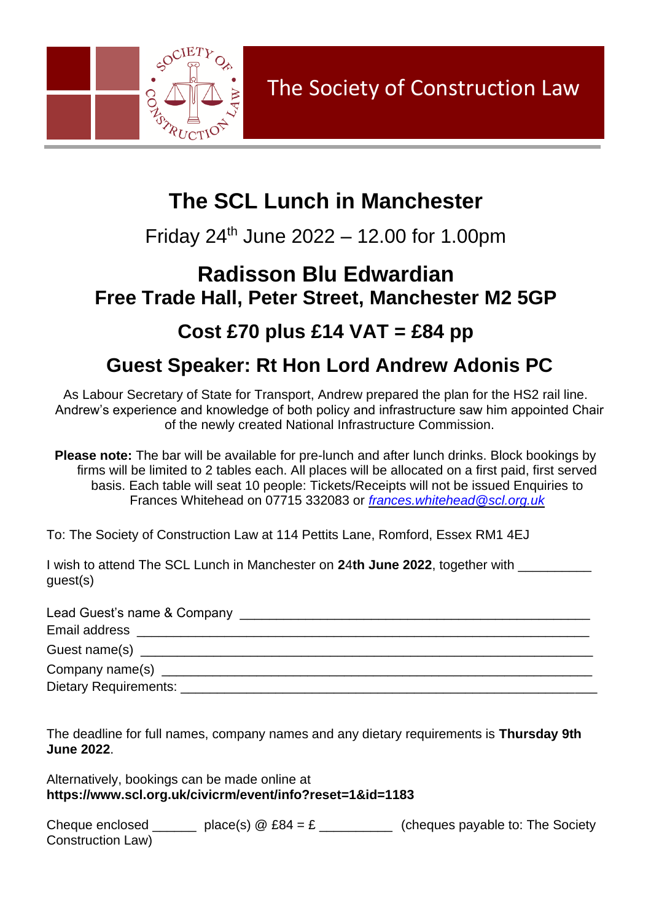The Society of Construction Law

# The SCL Lunch in Manchester

Friday 24th June 2022 – 12.00 for 1.00pm

## Radisson Blu Edwardian
## Free Trade Hall, Peter Street, Manchester M2 5GP

## Cost £70 plus £14 VAT = £84 pp

## Guest Speaker: Rt Hon Lord Andrew Adonis PC

As Labour Secretary of State for Transport, Andrew prepared the plan for the HS2 rail line. Andrew's experience and knowledge of both policy and infrastructure saw him appointed Chair of the newly created National Infrastructure Commission.

**Please note:** The bar will be available for pre-lunch and after lunch drinks. Block bookings by firms will be limited to 2 tables each. All places will be allocated on a first paid, first served basis. Each table will seat 10 people: Tickets/Receipts will not be issued Enquiries to Frances Whitehead on 07715 332083 or *frances.whitehead@scl.org.uk*

To: The Society of Construction Law at 114 Pettits Lane, Romford, Essex RM1 4EJ

I wish to attend The SCL Lunch in Manchester on **24th June 2022**, together with __________ guest(s)

Lead Guest's name & Company ________________________________________________

Email address ________________________________________________

Guest name(s) ________________________________________________

Company name(s) ________________________________________________

Dietary Requirements: ________________________________________________

The deadline for full names, company names and any dietary requirements is **Thursday 9th June 2022**.

Alternatively, bookings can be made online at
**https://www.scl.org.uk/civicrm/event/info?reset=1&id=1183**

Cheque enclosed ______ place(s) @ £84 = £ __________ (cheques payable to: The Society Construction Law)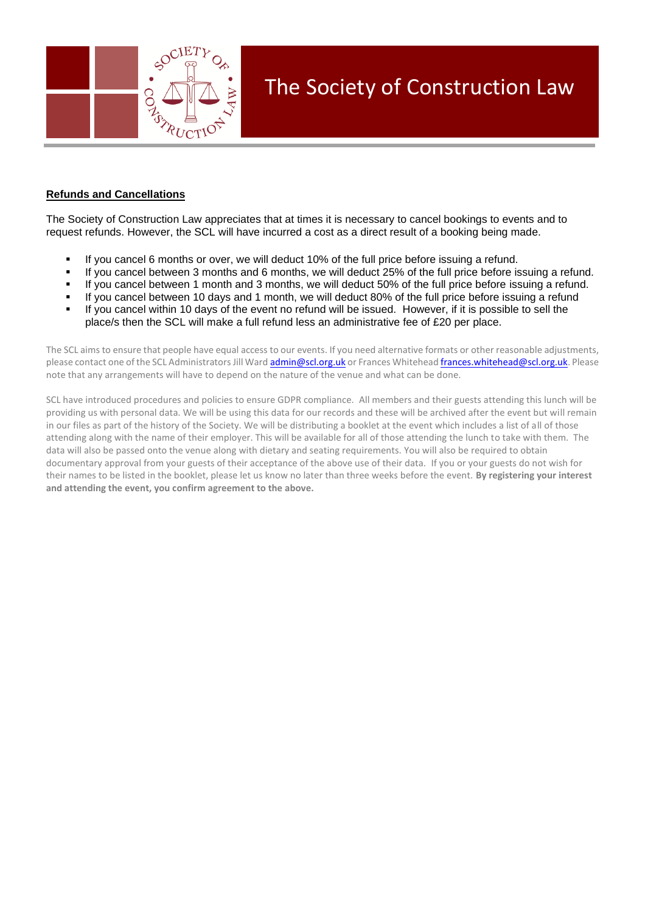# The Society of Construction Law

**Refunds and Cancellations**

The Society of Construction Law appreciates that at times it is necessary to cancel bookings to events and to request refunds. However, the SCL will have incurred a cost as a direct result of a booking being made.

- If you cancel 6 months or over, we will deduct 10% of the full price before issuing a refund.
- If you cancel between 3 months and 6 months, we will deduct 25% of the full price before issuing a refund.
- If you cancel between 1 month and 3 months, we will deduct 50% of the full price before issuing a refund.
- If you cancel between 10 days and 1 month, we will deduct 80% of the full price before issuing a refund
- If you cancel within 10 days of the event no refund will be issued. However, if it is possible to sell the place/s then the SCL will make a full refund less an administrative fee of £20 per place.

The SCL aims to ensure that people have equal access to our events. If you need alternative formats or other reasonable adjustments, please contact one of the SCL Administrators Jill Ward admin@scl.org.uk or Frances Whitehead frances.whitehead@scl.org.uk. Please note that any arrangements will have to depend on the nature of the venue and what can be done.

SCL have introduced procedures and policies to ensure GDPR compliance. All members and their guests attending this lunch will be providing us with personal data. We will be using this data for our records and these will be archived after the event but will remain in our files as part of the history of the Society. We will be distributing a booklet at the event which includes a list of all of those attending along with the name of their employer. This will be available for all of those attending the lunch to take with them. The data will also be passed onto the venue along with dietary and seating requirements. You will also be required to obtain documentary approval from your guests of their acceptance of the above use of their data. If you or your guests do not wish for their names to be listed in the booklet, please let us know no later than three weeks before the event. **By registering your interest and attending the event, you confirm agreement to the above.**